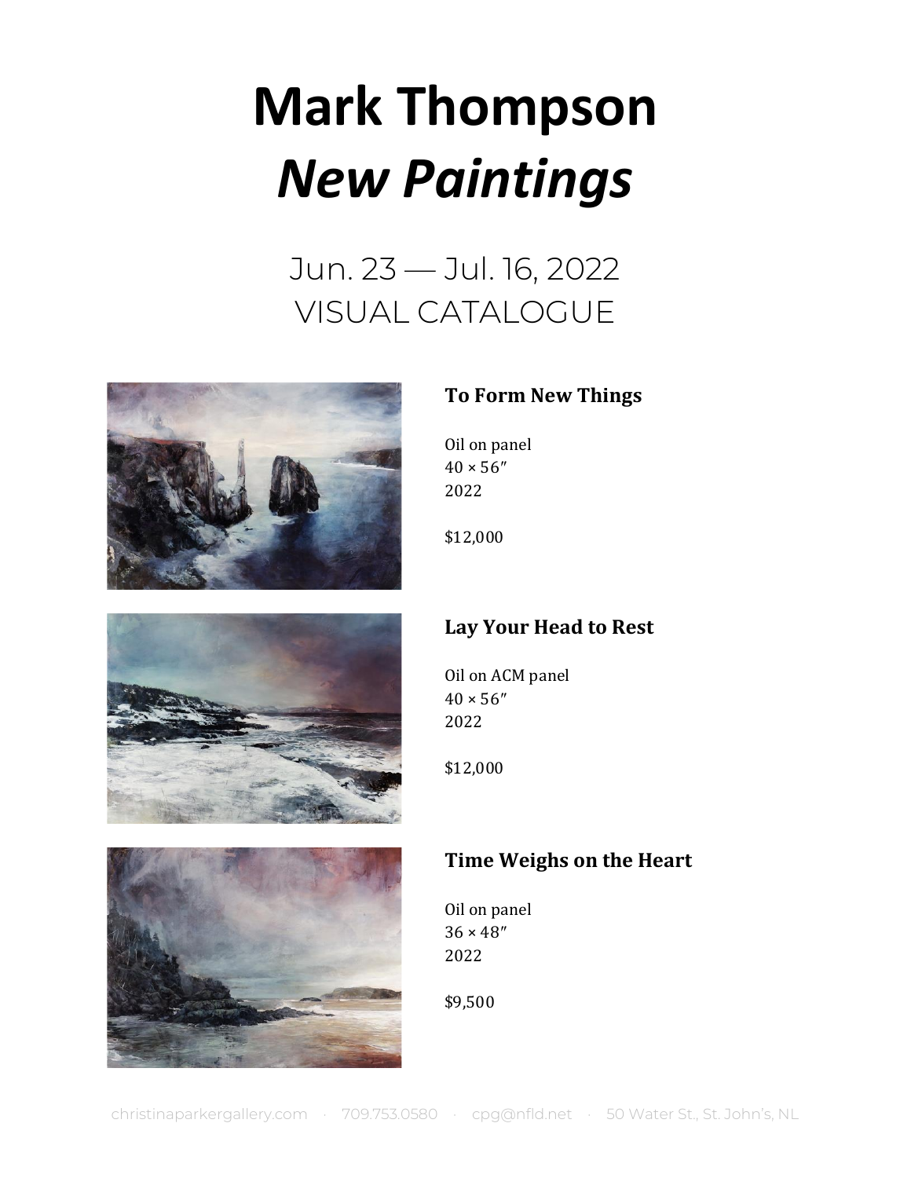# Mark Thompson
# *New Paintings*

Jun. 23 — Jul. 16, 2022
VISUAL CATALOGUE

### To Form New Things

Oil on panel
40 × 56″
2022

$12,000

### Lay Your Head to Rest

Oil on ACM panel
40 × 56″
2022

$12,000

### Time Weighs on the Heart

Oil on panel
36 × 48″
2022

$9,500

christinaparkergallery.com · 709.753.0580 · cpg@nfld.net · 50 Water St., St. John's, NL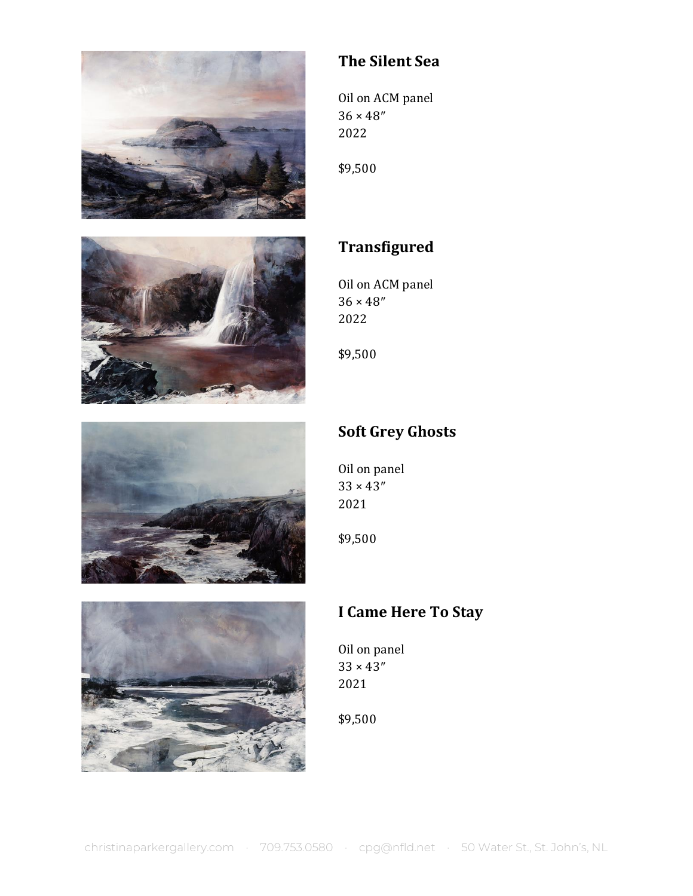## The Silent Sea

Oil on ACM panel
36 × 48″
2022

$9,500

## Transfigured

Oil on ACM panel
36 × 48″
2022

$9,500

## Soft Grey Ghosts

Oil on panel
33 × 43″
2021

$9,500

## I Came Here To Stay

Oil on panel
33 × 43″
2021

$9,500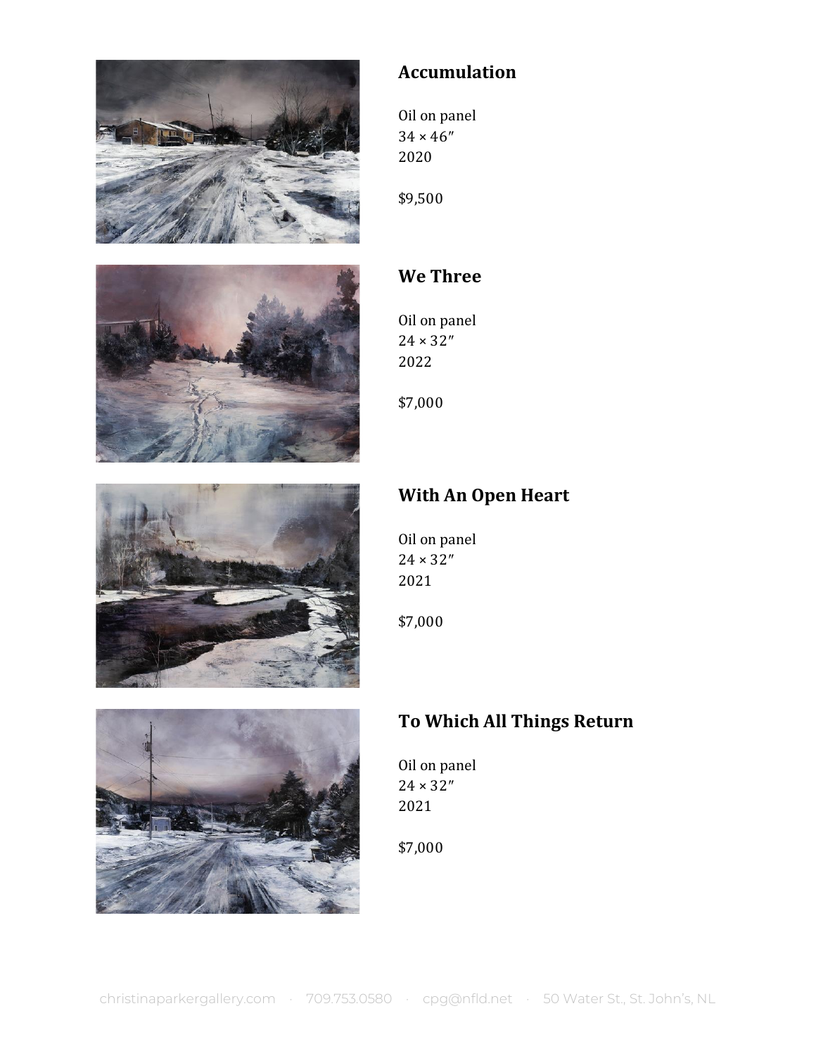## Accumulation

Oil on panel
34 × 46″
2020

$9,500

## We Three

Oil on panel
24 × 32″
2022

$7,000

## With An Open Heart

Oil on panel
24 × 32″
2021

$7,000

## To Which All Things Return

Oil on panel
24 × 32″
2021

$7,000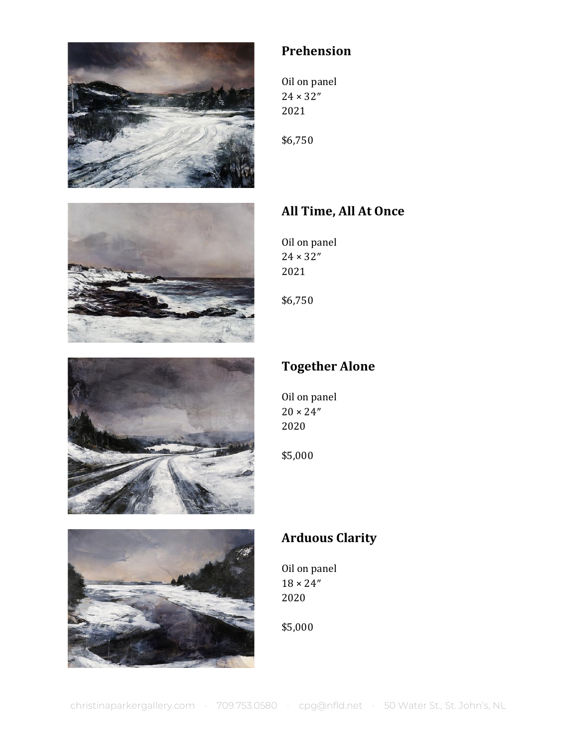## Prehension

Oil on panel
24 × 32″
2021

$6,750

## All Time, All At Once

Oil on panel
24 × 32″
2021

$6,750

## Together Alone

Oil on panel
20 × 24″
2020

$5,000

## Arduous Clarity

Oil on panel
18 × 24″
2020

$5,000

christinaparkergallery.com · 709.753.0580 · cpg@nfld.net · 50 Water St., St. John's, NL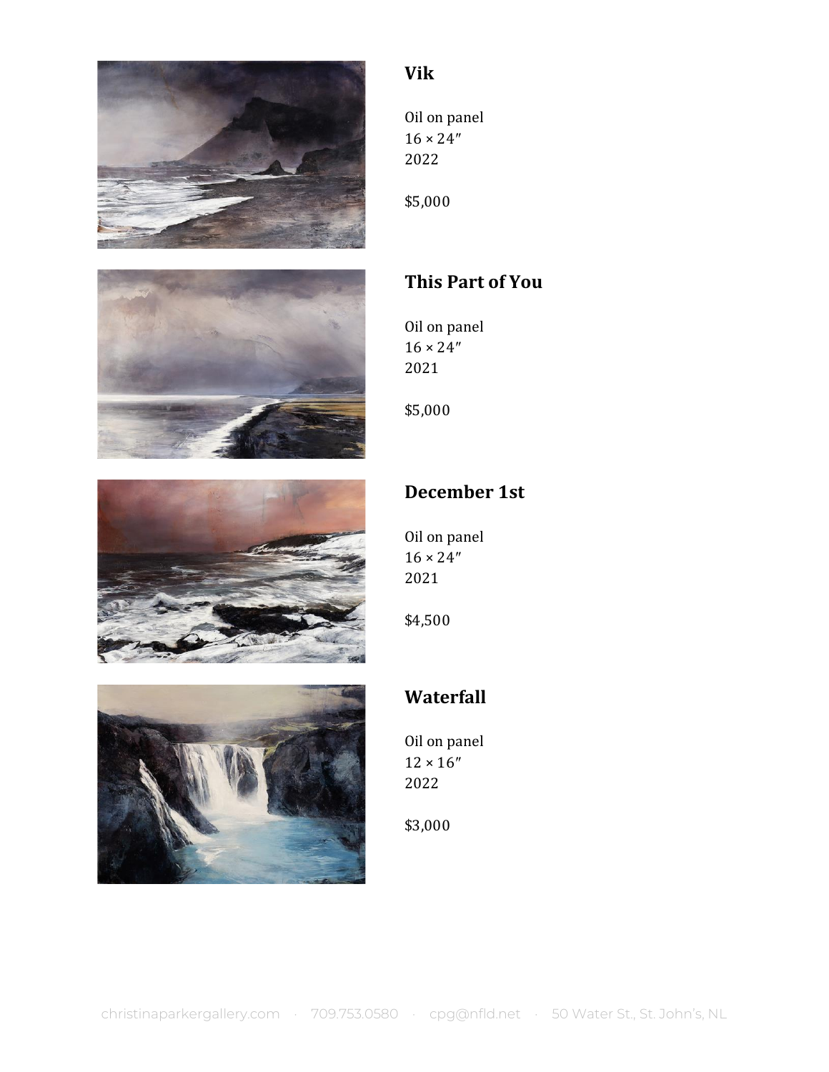## Vik

Oil on panel
16 × 24″
2022

$5,000

## This Part of You

Oil on panel
16 × 24″
2021

$5,000

## December 1st

Oil on panel
16 × 24″
2021

$4,500

## Waterfall

Oil on panel
12 × 16″
2022

$3,000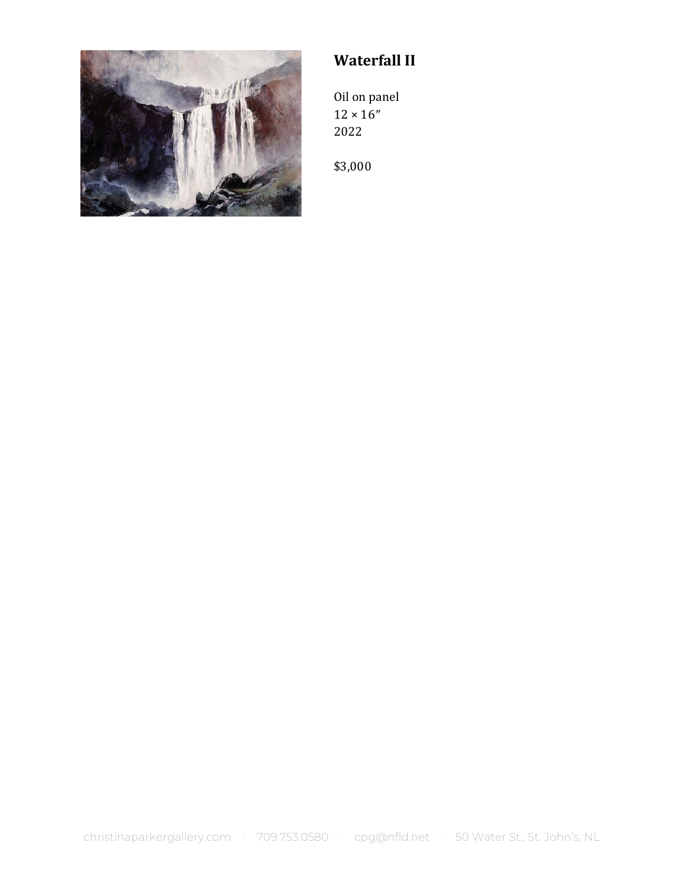## Waterfall II

Oil on panel
12 × 16″
2022

$3,000